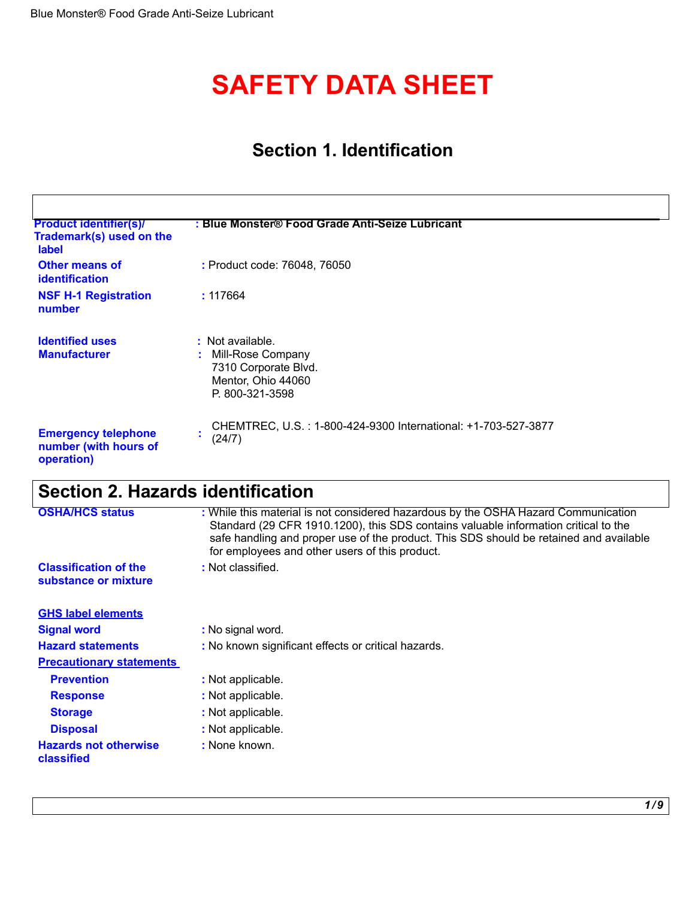# SAFETY DATA SHEET

## Section 1. Identification

| | |
|---|---|
| **Product identifier(s)/ Trademark(s) used on the label** | : **Blue Monster® Food Grade Anti-Seize Lubricant** |
| **Other means of identification** | : Product code: 76048, 76050 |
| **NSF H-1 Registration number** | : 117664 |
| **Identified uses** | : Not available. |
| **Manufacturer** | : Mill-Rose Company<br>7310 Corporate Blvd.<br>Mentor, Ohio 44060<br>P. 800-321-3598 |
| **Emergency telephone number (with hours of operation)** | : CHEMTREC, U.S. : 1-800-424-9300 International: +1-703-527-3877 (24/7) |

## Section 2. Hazards identification

| | |
|---|---|
| **OSHA/HCS status** | : While this material is not considered hazardous by the OSHA Hazard Communication Standard (29 CFR 1910.1200), this SDS contains valuable information critical to the safe handling and proper use of the product. This SDS should be retained and available for employees and other users of this product. |
| **Classification of the substance or mixture** | : Not classified. |

**GHS label elements**

| | |
|---|---|
| **Signal word** | : No signal word. |
| **Hazard statements** | : No known significant effects or critical hazards. |

**Precautionary statements**

| | |
|---|---|
| **Prevention** | : Not applicable. |
| **Response** | : Not applicable. |
| **Storage** | : Not applicable. |
| **Disposal** | : Not applicable. |
| **Hazards not otherwise classified** | : None known. |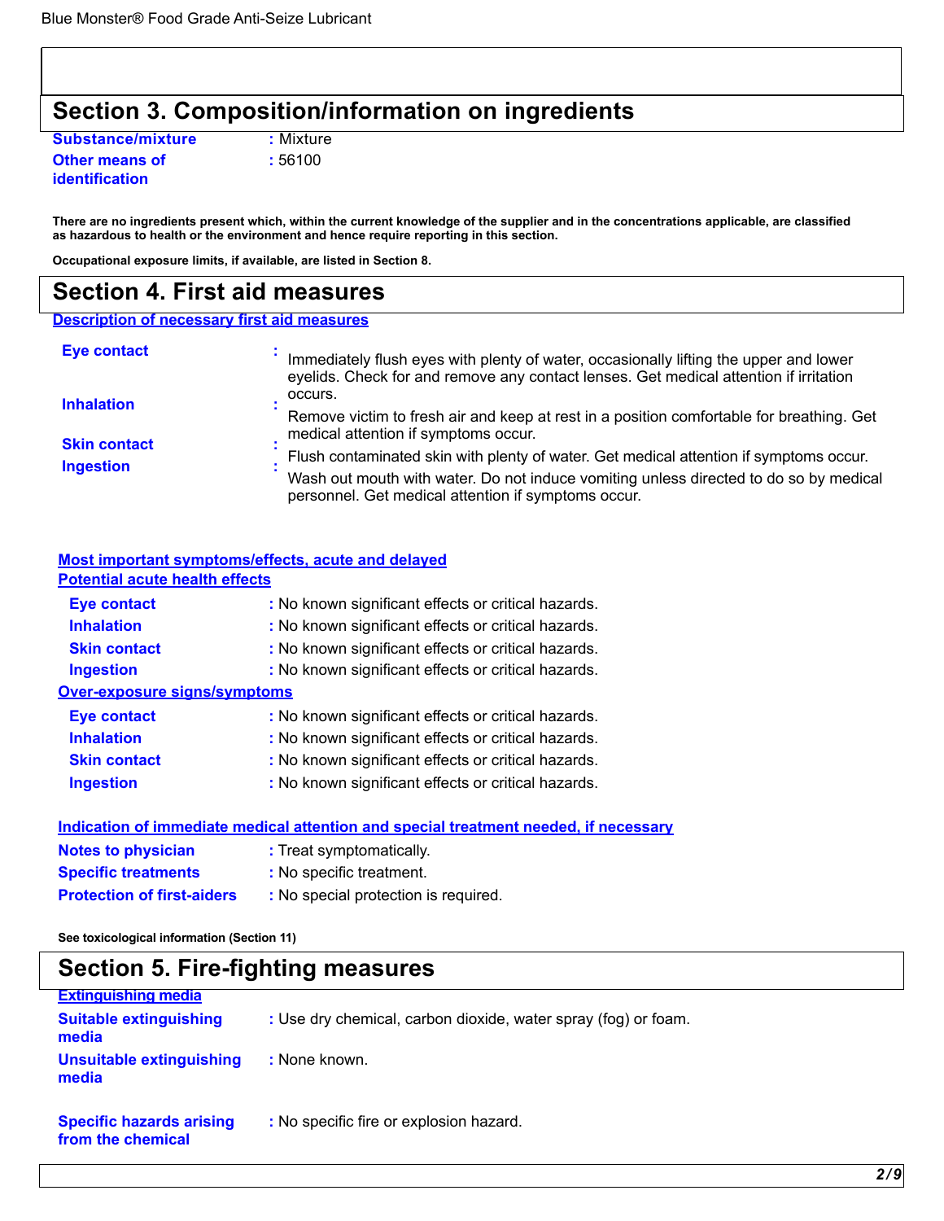## Section 3. Composition/information on ingredients

**Substance/mixture** : Mixture

**Other means of identification** : 56100

**There are no ingredients present which, within the current knowledge of the supplier and in the concentrations applicable, are classified as hazardous to health or the environment and hence require reporting in this section.**

**Occupational exposure limits, if available, are listed in Section 8.**

## Section 4. First aid measures

### Description of necessary first aid measures

**Eye contact** : Immediately flush eyes with plenty of water, occasionally lifting the upper and lower eyelids. Check for and remove any contact lenses. Get medical attention if irritation occurs.

**Inhalation** : Remove victim to fresh air and keep at rest in a position comfortable for breathing. Get medical attention if symptoms occur.

**Skin contact** : Flush contaminated skin with plenty of water. Get medical attention if symptoms occur.

**Ingestion** : Wash out mouth with water. Do not induce vomiting unless directed to do so by medical personnel. Get medical attention if symptoms occur.

### Most important symptoms/effects, acute and delayed

#### Potential acute health effects

**Eye contact** : No known significant effects or critical hazards.

**Inhalation** : No known significant effects or critical hazards.

**Skin contact** : No known significant effects or critical hazards.

**Ingestion** : No known significant effects or critical hazards.

#### Over-exposure signs/symptoms

**Eye contact** : No known significant effects or critical hazards.

**Inhalation** : No known significant effects or critical hazards.

**Skin contact** : No known significant effects or critical hazards.

**Ingestion** : No known significant effects or critical hazards.

### Indication of immediate medical attention and special treatment needed, if necessary

**Notes to physician** : Treat symptomatically.

**Specific treatments** : No specific treatment.

**Protection of first-aiders** : No special protection is required.

**See toxicological information (Section 11)**

## Section 5. Fire-fighting measures

### Extinguishing media

**Suitable extinguishing media** : Use dry chemical, carbon dioxide, water spray (fog) or foam.

**Unsuitable extinguishing media** : None known.

**Specific hazards arising from the chemical** : No specific fire or explosion hazard.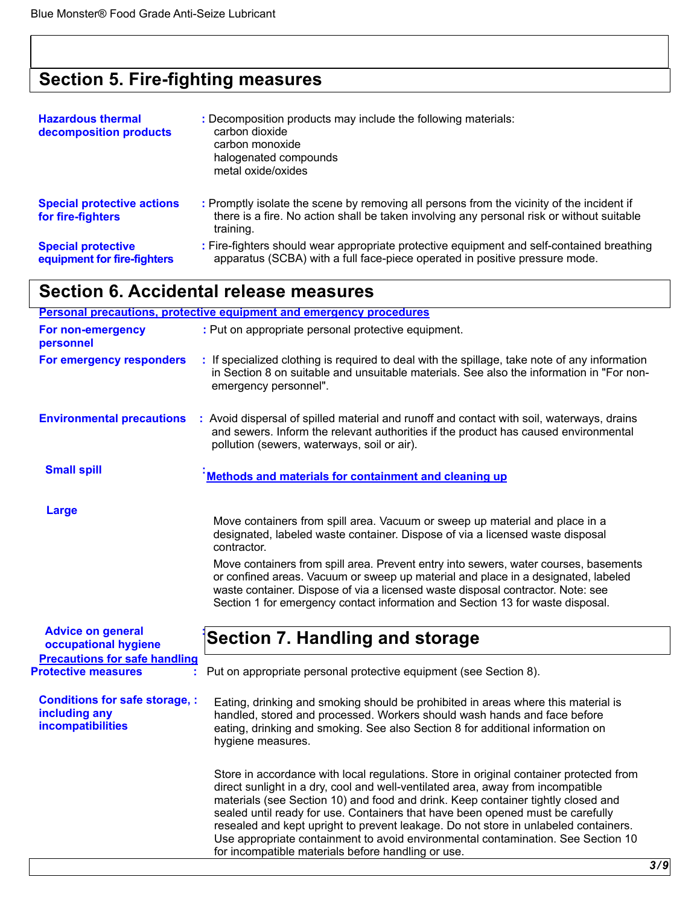## Section 5. Fire-fighting measures

**Hazardous thermal decomposition products** : Decomposition products may include the following materials:
carbon dioxide
carbon monoxide
halogenated compounds
metal oxide/oxides

**Special protective actions for fire-fighters** : Promptly isolate the scene by removing all persons from the vicinity of the incident if there is a fire. No action shall be taken involving any personal risk or without suitable training.

**Special protective equipment for fire-fighters** : Fire-fighters should wear appropriate protective equipment and self-contained breathing apparatus (SCBA) with a full face-piece operated in positive pressure mode.

## Section 6. Accidental release measures

**Personal precautions, protective equipment and emergency procedures**

**For non-emergency personnel** : Put on appropriate personal protective equipment.

**For emergency responders** : If specialized clothing is required to deal with the spillage, take note of any information in Section 8 on suitable and unsuitable materials. See also the information in "For non-emergency personnel".

**Environmental precautions** : Avoid dispersal of spilled material and runoff and contact with soil, waterways, drains and sewers. Inform the relevant authorities if the product has caused environmental pollution (sewers, waterways, soil or air).

**Methods and materials for containment and cleaning up**

**Small spill** : Move containers from spill area. Vacuum or sweep up material and place in a designated, labeled waste container. Dispose of via a licensed waste disposal contractor.

**Large** : Move containers from spill area. Prevent entry into sewers, water courses, basements or confined areas. Vacuum or sweep up material and place in a designated, labeled waste container. Dispose of via a licensed waste disposal contractor. Note: see Section 1 for emergency contact information and Section 13 for waste disposal.

## Section 7. Handling and storage

**Precautions for safe handling**

**Protective measures** : Put on appropriate personal protective equipment (see Section 8).

**Advice on general occupational hygiene** : Eating, drinking and smoking should be prohibited in areas where this material is handled, stored and processed. Workers should wash hands and face before eating, drinking and smoking. See also Section 8 for additional information on hygiene measures.

**Conditions for safe storage, including any incompatibilities** : Store in accordance with local regulations. Store in original container protected from direct sunlight in a dry, cool and well-ventilated area, away from incompatible materials (see Section 10) and food and drink. Keep container tightly closed and sealed until ready for use. Containers that have been opened must be carefully resealed and kept upright to prevent leakage. Do not store in unlabeled containers. Use appropriate containment to avoid environmental contamination. See Section 10 for incompatible materials before handling or use.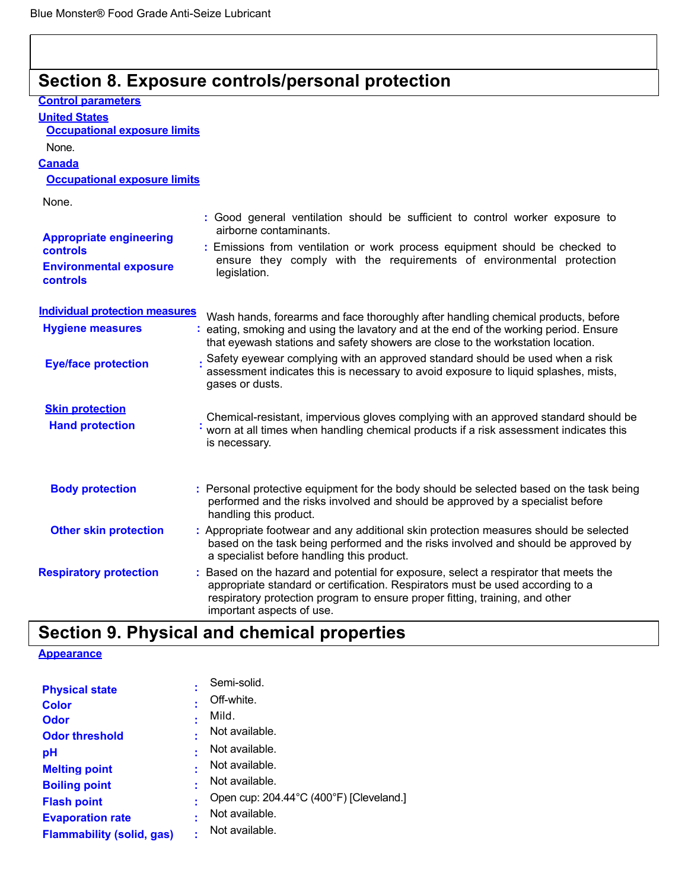## Section 8. Exposure controls/personal protection

**Control parameters**

**United States**

**Occupational exposure limits**

None.

**Canada**

**Occupational exposure limits**

None.

**Appropriate engineering controls** : Good general ventilation should be sufficient to control worker exposure to airborne contaminants.

**Environmental exposure controls** : Emissions from ventilation or work process equipment should be checked to ensure they comply with the requirements of environmental protection legislation.

**Individual protection measures**

**Hygiene measures** : Wash hands, forearms and face thoroughly after handling chemical products, before eating, smoking and using the lavatory and at the end of the working period. Ensure that eyewash stations and safety showers are close to the workstation location.

**Eye/face protection** : Safety eyewear complying with an approved standard should be used when a risk assessment indicates this is necessary to avoid exposure to liquid splashes, mists, gases or dusts.

**Skin protection**

**Hand protection** : Chemical-resistant, impervious gloves complying with an approved standard should be worn at all times when handling chemical products if a risk assessment indicates this is necessary.

**Body protection** : Personal protective equipment for the body should be selected based on the task being performed and the risks involved and should be approved by a specialist before handling this product.

**Other skin protection** : Appropriate footwear and any additional skin protection measures should be selected based on the task being performed and the risks involved and should be approved by a specialist before handling this product.

**Respiratory protection** : Based on the hazard and potential for exposure, select a respirator that meets the appropriate standard or certification. Respirators must be used according to a respiratory protection program to ensure proper fitting, training, and other important aspects of use.

## Section 9. Physical and chemical properties

**Appearance**

| | |
|---|---|
| **Physical state** | : Semi-solid. |
| **Color** | : Off-white. |
| **Odor** | : Mild. |
| **Odor threshold** | : Not available. |
| **pH** | : Not available. |
| **Melting point** | : Not available. |
| **Boiling point** | : Not available. |
| **Flash point** | : Open cup: 204.44°C (400°F) [Cleveland.] |
| **Evaporation rate** | : Not available. |
| **Flammability (solid, gas)** | : Not available. |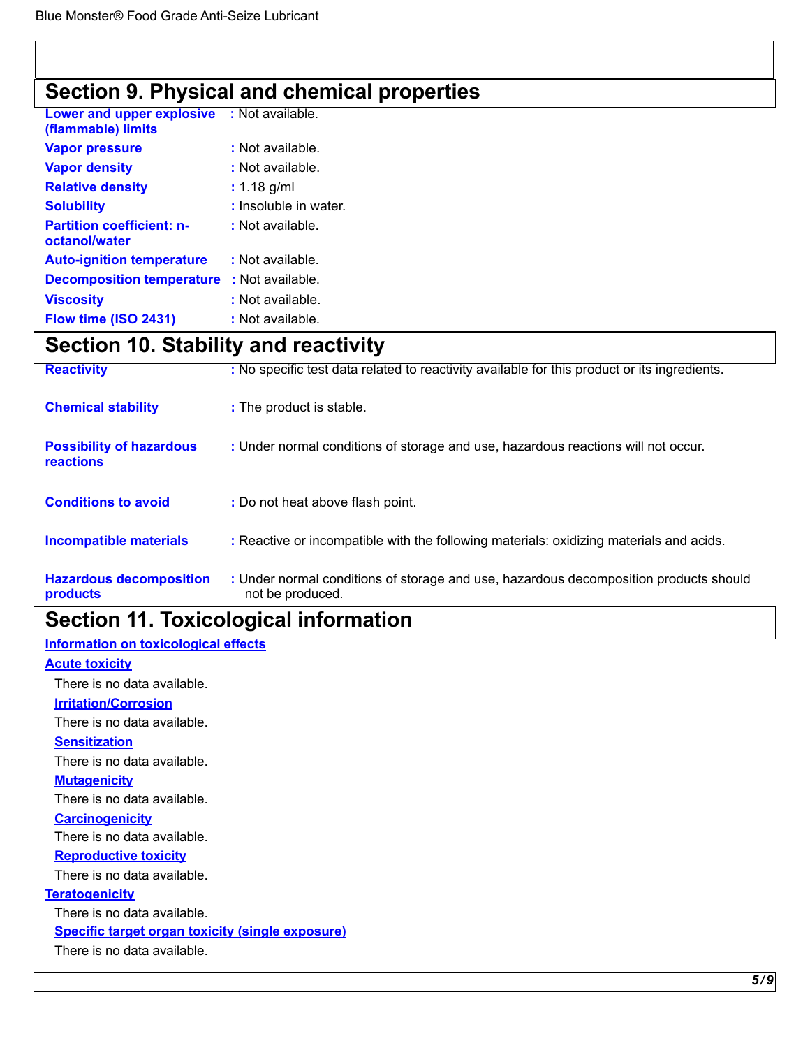## Section 9. Physical and chemical properties

| | |
|---|---|
| **Lower and upper explosive (flammable) limits** | : Not available. |
| **Vapor pressure** | : Not available. |
| **Vapor density** | : Not available. |
| **Relative density** | : 1.18 g/ml |
| **Solubility** | : Insoluble in water. |
| **Partition coefficient: n-octanol/water** | : Not available. |
| **Auto-ignition temperature** | : Not available. |
| **Decomposition temperature** | : Not available. |
| **Viscosity** | : Not available. |
| **Flow time (ISO 2431)** | : Not available. |

## Section 10. Stability and reactivity

| | |
|---|---|
| **Reactivity** | : No specific test data related to reactivity available for this product or its ingredients. |
| **Chemical stability** | : The product is stable. |
| **Possibility of hazardous reactions** | : Under normal conditions of storage and use, hazardous reactions will not occur. |
| **Conditions to avoid** | : Do not heat above flash point. |
| **Incompatible materials** | : Reactive or incompatible with the following materials: oxidizing materials and acids. |
| **Hazardous decomposition products** | : Under normal conditions of storage and use, hazardous decomposition products should not be produced. |

## Section 11. Toxicological information

**Information on toxicological effects**

**Acute toxicity**

There is no data available.

**Irritation/Corrosion**

There is no data available.

**Sensitization**

There is no data available.

**Mutagenicity**

There is no data available.

**Carcinogenicity**

There is no data available.

**Reproductive toxicity**

There is no data available.

**Teratogenicity**

There is no data available.

**Specific target organ toxicity (single exposure)**

There is no data available.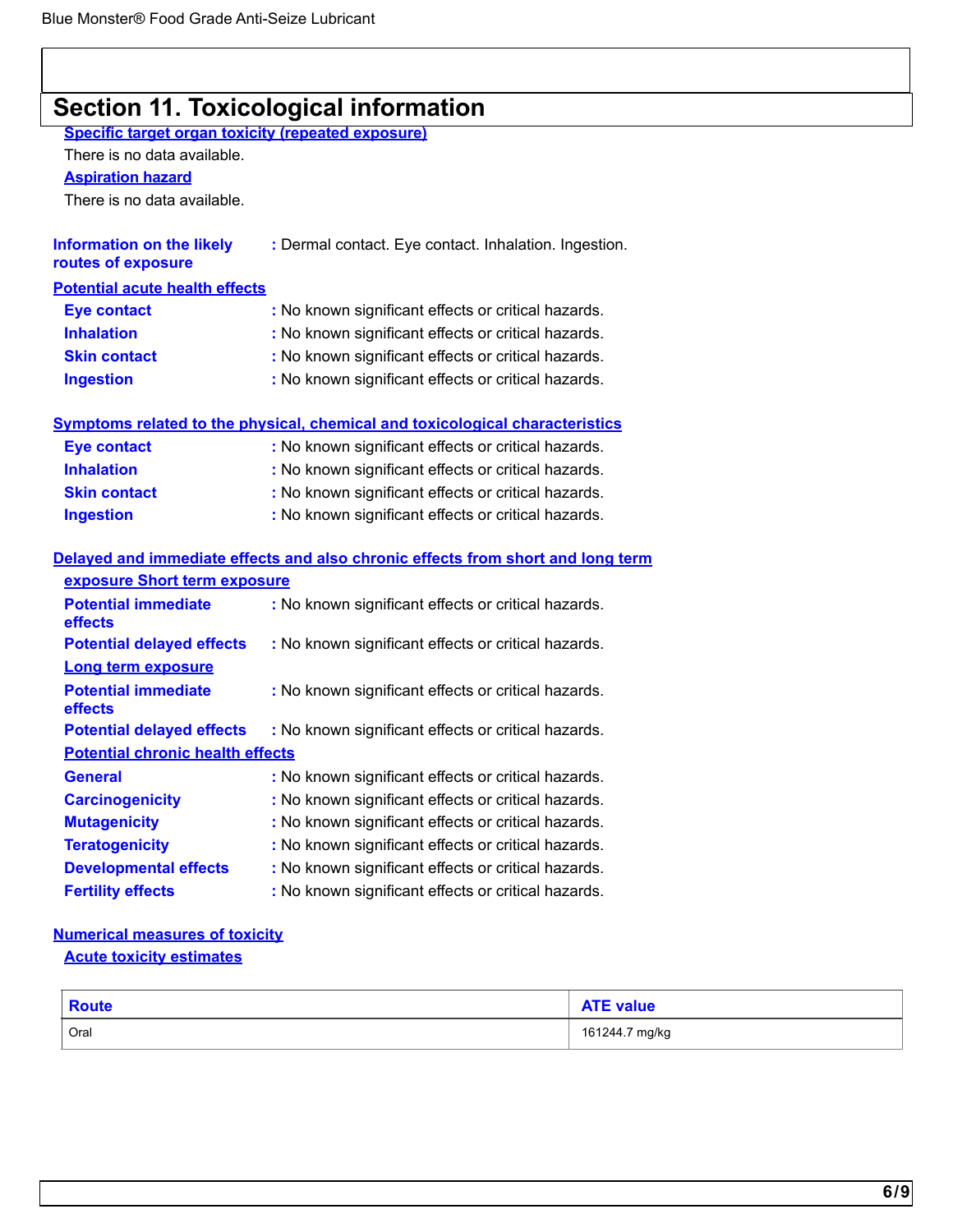## Section 11. Toxicological information

**Specific target organ toxicity (repeated exposure)**

There is no data available.

**Aspiration hazard**

There is no data available.

**Information on the likely routes of exposure** : Dermal contact. Eye contact. Inhalation. Ingestion.

**Potential acute health effects**

**Eye contact** : No known significant effects or critical hazards.
**Inhalation** : No known significant effects or critical hazards.
**Skin contact** : No known significant effects or critical hazards.
**Ingestion** : No known significant effects or critical hazards.

**Symptoms related to the physical, chemical and toxicological characteristics**

**Eye contact** : No known significant effects or critical hazards.
**Inhalation** : No known significant effects or critical hazards.
**Skin contact** : No known significant effects or critical hazards.
**Ingestion** : No known significant effects or critical hazards.

**Delayed and immediate effects and also chronic effects from short and long term exposure Short term exposure**

**Potential immediate effects** : No known significant effects or critical hazards.
**Potential delayed effects** : No known significant effects or critical hazards.

**Long term exposure**

**Potential immediate effects** : No known significant effects or critical hazards.
**Potential delayed effects** : No known significant effects or critical hazards.

**Potential chronic health effects**

**General** : No known significant effects or critical hazards.
**Carcinogenicity** : No known significant effects or critical hazards.
**Mutagenicity** : No known significant effects or critical hazards.
**Teratogenicity** : No known significant effects or critical hazards.
**Developmental effects** : No known significant effects or critical hazards.
**Fertility effects** : No known significant effects or critical hazards.

**Numerical measures of toxicity**

**Acute toxicity estimates**

| Route | ATE value |
|---|---|
| Oral | 161244.7 mg/kg |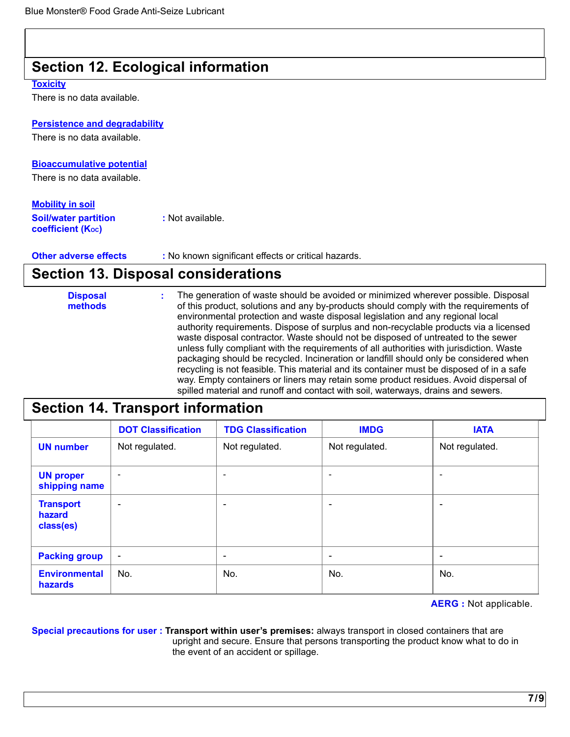## Section 12. Ecological information

**Toxicity**

There is no data available.

**Persistence and degradability**

There is no data available.

**Bioaccumulative potential**

There is no data available.

**Mobility in soil**

**Soil/water partition coefficient ($K_{OC}$)** : Not available.

**Other adverse effects** : No known significant effects or critical hazards.

## Section 13. Disposal considerations

**Disposal methods** : The generation of waste should be avoided or minimized wherever possible. Disposal of this product, solutions and any by-products should comply with the requirements of environmental protection and waste disposal legislation and any regional local authority requirements. Dispose of surplus and non-recyclable products via a licensed waste disposal contractor. Waste should not be disposed of untreated to the sewer unless fully compliant with the requirements of all authorities with jurisdiction. Waste packaging should be recycled. Incineration or landfill should only be considered when recycling is not feasible. This material and its container must be disposed of in a safe way. Empty containers or liners may retain some product residues. Avoid dispersal of spilled material and runoff and contact with soil, waterways, drains and sewers.

## Section 14. Transport information

| | DOT Classification | TDG Classification | IMDG | IATA |
|---|---|---|---|---|
| **UN number** | Not regulated. | Not regulated. | Not regulated. | Not regulated. |
| **UN proper shipping name** | - | - | - | - |
| **Transport hazard class(es)** | - | - | - | - |
| **Packing group** | - | - | - | - |
| **Environmental hazards** | No. | No. | No. | No. |

**AERG :** Not applicable.

**Special precautions for user : Transport within user's premises:** always transport in closed containers that are upright and secure. Ensure that persons transporting the product know what to do in the event of an accident or spillage.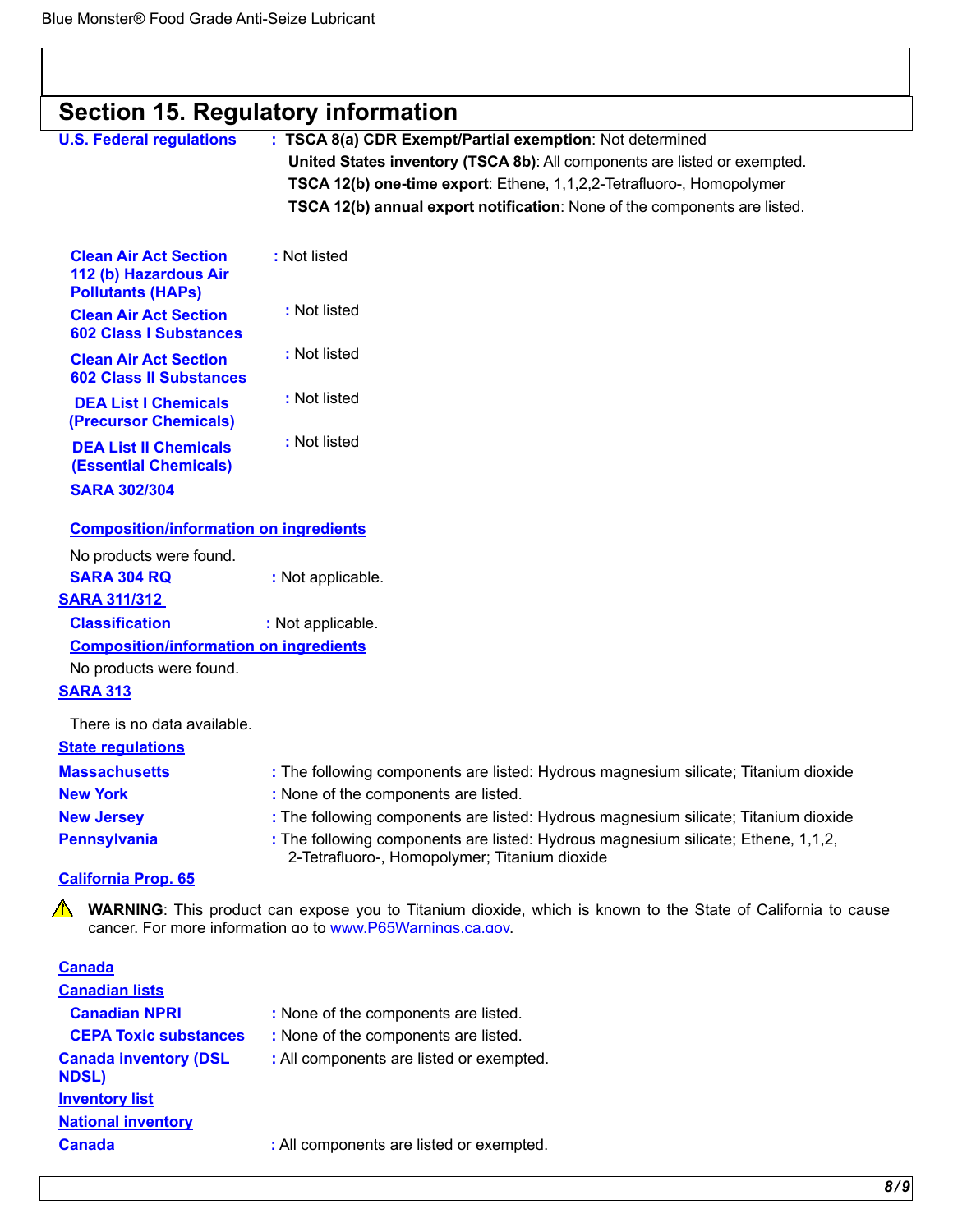## Section 15. Regulatory information

**U.S. Federal regulations** : **TSCA 8(a) CDR Exempt/Partial exemption**: Not determined
**United States inventory (TSCA 8b)**: All components are listed or exempted.
**TSCA 12(b) one-time export**: Ethene, 1,1,2,2-Tetrafluoro-, Homopolymer
**TSCA 12(b) annual export notification**: None of the components are listed.

**Clean Air Act Section 112 (b) Hazardous Air Pollutants (HAPs)** : Not listed

**Clean Air Act Section 602 Class I Substances** : Not listed

**Clean Air Act Section 602 Class II Substances** : Not listed

**DEA List I Chemicals (Precursor Chemicals)** : Not listed

**DEA List II Chemicals (Essential Chemicals)** : Not listed

**SARA 302/304**

**Composition/information on ingredients**

No products were found.

**SARA 304 RQ** : Not applicable.

**SARA 311/312**

**Classification** : Not applicable.

**Composition/information on ingredients**

No products were found.

**SARA 313**

There is no data available.

**State regulations**

**Massachusetts** : The following components are listed: Hydrous magnesium silicate; Titanium dioxide

**New York** : None of the components are listed.

**New Jersey** : The following components are listed: Hydrous magnesium silicate; Titanium dioxide

**Pennsylvania** : The following components are listed: Hydrous magnesium silicate; Ethene, 1,1,2, 2-Tetrafluoro-, Homopolymer; Titanium dioxide

**California Prop. 65**

⚠ **WARNING**: This product can expose you to Titanium dioxide, which is known to the State of California to cause cancer. For more information go to www.P65Warnings.ca.gov.

**Canada**

**Canadian lists**

**Canadian NPRI** : None of the components are listed.

**CEPA Toxic substances** : None of the components are listed.

**Canada inventory (DSL NDSL)** : All components are listed or exempted.

**Inventory list**

**National inventory**

**Canada** : All components are listed or exempted.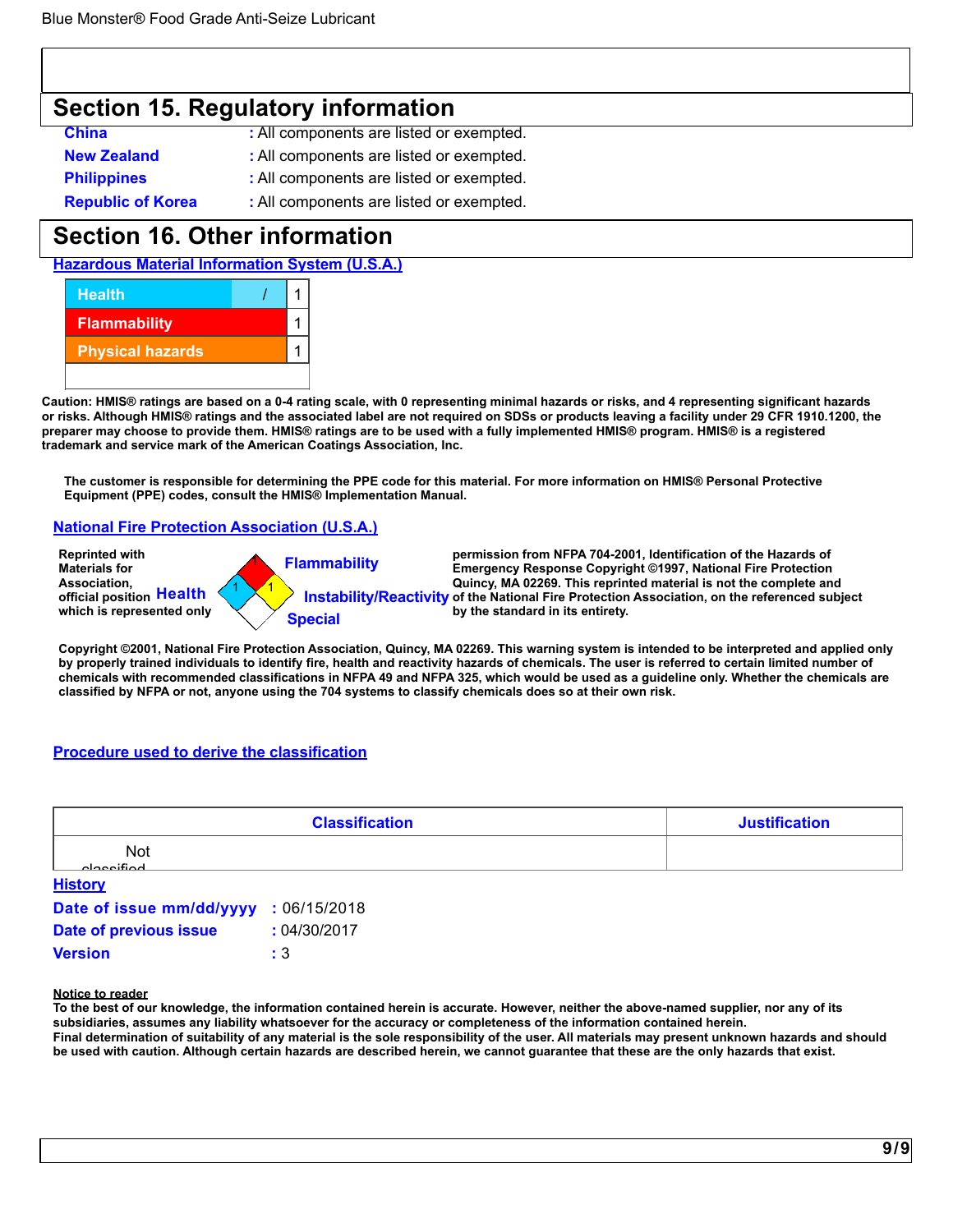## Section 15. Regulatory information

**China** : All components are listed or exempted.

**New Zealand** : All components are listed or exempted.

**Philippines** : All components are listed or exempted.

**Republic of Korea** : All components are listed or exempted.

## Section 16. Other information

### Hazardous Material Information System (U.S.A.)

| | |
|---|---|
| Health / | 1 |
| Flammability | 1 |
| Physical hazards | 1 |

**Caution: HMIS® ratings are based on a 0-4 rating scale, with 0 representing minimal hazards or risks, and 4 representing significant hazards or risks. Although HMIS® ratings and the associated label are not required on SDSs or products leaving a facility under 29 CFR 1910.1200, the preparer may choose to provide them. HMIS® ratings are to be used with a fully implemented HMIS® program. HMIS® is a registered trademark and service mark of the American Coatings Association, Inc.**

**The customer is responsible for determining the PPE code for this material. For more information on HMIS® Personal Protective Equipment (PPE) codes, consult the HMIS® Implementation Manual.**

### National Fire Protection Association (U.S.A.)

Flammability: 1
Health: 1
Instability/Reactivity: 1
Special

**Reprinted with permission from NFPA 704-2001, Identification of the Hazards of Materials for Emergency Response Copyright ©1997, National Fire Protection Association, Quincy, MA 02269. This reprinted material is not the complete and official position of the National Fire Protection Association, on the referenced subject which is represented only by the standard in its entirety.**

**Copyright ©2001, National Fire Protection Association, Quincy, MA 02269. This warning system is intended to be interpreted and applied only by properly trained individuals to identify fire, health and reactivity hazards of chemicals. The user is referred to certain limited number of chemicals with recommended classifications in NFPA 49 and NFPA 325, which would be used as a guideline only. Whether the chemicals are classified by NFPA or not, anyone using the 704 systems to classify chemicals does so at their own risk.**

### Procedure used to derive the classification

| Classification | Justification |
|---|---|
| Not classified | |

### History

**Date of issue mm/dd/yyyy** : 06/15/2018

**Date of previous issue** : 04/30/2017

**Version** : 3

**Notice to reader**

**To the best of our knowledge, the information contained herein is accurate. However, neither the above-named supplier, nor any of its subsidiaries, assumes any liability whatsoever for the accuracy or completeness of the information contained herein.**
**Final determination of suitability of any material is the sole responsibility of the user. All materials may present unknown hazards and should be used with caution. Although certain hazards are described herein, we cannot guarantee that these are the only hazards that exist.**